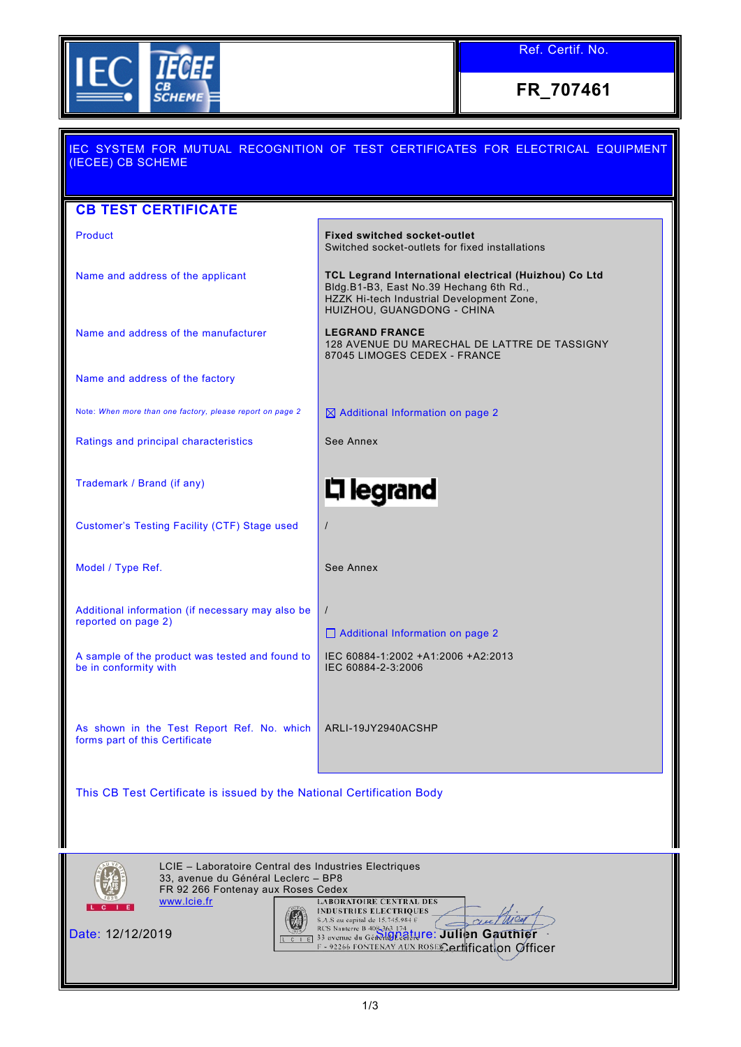IEC IECEE CB SCHEME

**Ref. Certif. No.**

**FR_707461**

IEC SYSTEM FOR MUTUAL RECOGNITION OF TEST CERTIFICATES FOR ELECTRICAL EQUIPMENT (IECEE) CB SCHEME

## CB TEST CERTIFICATE

| | |
|---|---|
| Product | **Fixed switched socket-outlet**<br>Switched socket-outlets for fixed installations |
| Name and address of the applicant | **TCL Legrand International electrical (Huizhou) Co Ltd**<br>Bldg.B1-B3, East No.39 Hechang 6th Rd.,<br>HZZK Hi-tech Industrial Development Zone,<br>HUIZHOU, GUANGDONG - CHINA |
| Name and address of the manufacturer | **LEGRAND FRANCE**<br>128 AVENUE DU MARECHAL DE LATTRE DE TASSIGNY<br>87045 LIMOGES CEDEX - FRANCE |
| Name and address of the factory | |
| Note: *When more than one factory, please report on page 2* | ☒ Additional Information on page 2 |
| Ratings and principal characteristics | See Annex |
| Trademark / Brand (if any) | legrand |
| Customer's Testing Facility (CTF) Stage used | / |
| Model / Type Ref. | See Annex |
| Additional information (if necessary may also be reported on page 2) | /<br>☐ Additional Information on page 2 |
| A sample of the product was tested and found to be in conformity with | IEC 60884-1:2002 +A1:2006 +A2:2013<br>IEC 60884-2-3:2006 |
| As shown in the Test Report Ref. No. which forms part of this Certificate | ARLI-19JY2940ACSHP |

This CB Test Certificate is issued by the National Certification Body

LCIE – Laboratoire Central des Industries Electriques
33, avenue du Général Leclerc – BP8
FR 92 266 Fontenay aux Roses Cedex
www.lcie.fr

LABORATOIRE CENTRAL DES INDUSTRIES ELECTRIQUES
S.A.S au capital de 15.745.984 €
RCS Nanterre B 408 363 174
33 avenue du Général Leclerc
F - 92266 FONTENAY AUX ROSES

Date: 12/12/2019

Signature: **Julien Gauthier**
Certification Officer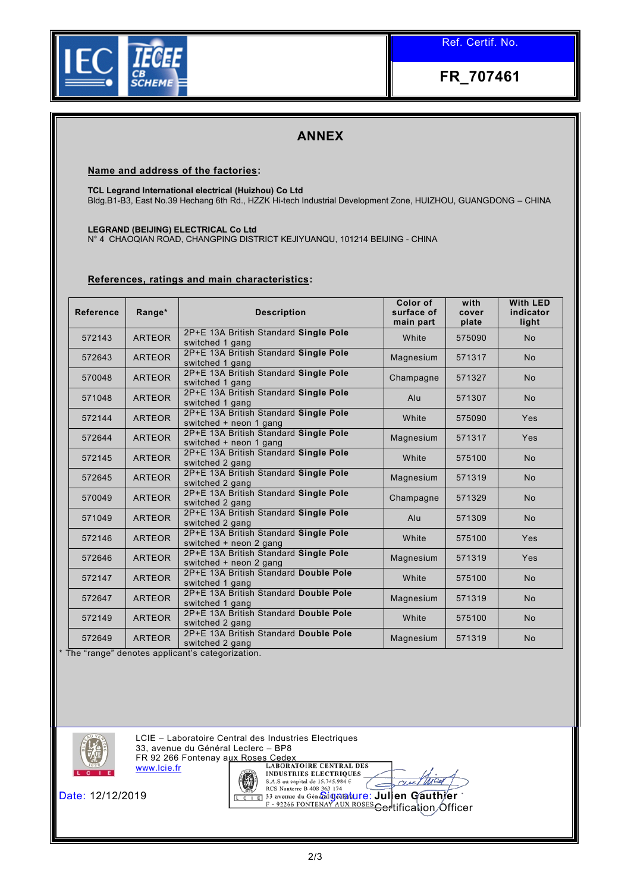IEC IECEE CB SCHEME

**Ref. Certif. No.**

**FR_707461**

# ANNEX

**Name and address of the factories:**

**TCL Legrand International electrical (Huizhou) Co Ltd**
Bldg.B1-B3, East No.39 Hechang 6th Rd., HZZK Hi-tech Industrial Development Zone, HUIZHOU, GUANGDONG – CHINA

**LEGRAND (BEIJING) ELECTRICAL Co Ltd**
N° 4 CHAOQIAN ROAD, CHANGPING DISTRICT KEJIYUANQU, 101214 BEIJING - CHINA

**References, ratings and main characteristics:**

| Reference | Range* | Description | Color of surface of main part | with cover plate | With LED indicator light |
|---|---|---|---|---|---|
| 572143 | ARTEOR | 2P+E 13A British Standard **Single Pole** switched 1 gang | White | 575090 | No |
| 572643 | ARTEOR | 2P+E 13A British Standard **Single Pole** switched 1 gang | Magnesium | 571317 | No |
| 570048 | ARTEOR | 2P+E 13A British Standard **Single Pole** switched 1 gang | Champagne | 571327 | No |
| 571048 | ARTEOR | 2P+E 13A British Standard **Single Pole** switched 1 gang | Alu | 571307 | No |
| 572144 | ARTEOR | 2P+E 13A British Standard **Single Pole** switched + neon 1 gang | White | 575090 | Yes |
| 572644 | ARTEOR | 2P+E 13A British Standard **Single Pole** switched + neon 1 gang | Magnesium | 571317 | Yes |
| 572145 | ARTEOR | 2P+E 13A British Standard **Single Pole** switched 2 gang | White | 575100 | No |
| 572645 | ARTEOR | 2P+E 13A British Standard **Single Pole** switched 2 gang | Magnesium | 571319 | No |
| 570049 | ARTEOR | 2P+E 13A British Standard **Single Pole** switched 2 gang | Champagne | 571329 | No |
| 571049 | ARTEOR | 2P+E 13A British Standard **Single Pole** switched 2 gang | Alu | 571309 | No |
| 572146 | ARTEOR | 2P+E 13A British Standard **Single Pole** switched + neon 2 gang | White | 575100 | Yes |
| 572646 | ARTEOR | 2P+E 13A British Standard **Single Pole** switched + neon 2 gang | Magnesium | 571319 | Yes |
| 572147 | ARTEOR | 2P+E 13A British Standard **Double Pole** switched 1 gang | White | 575100 | No |
| 572647 | ARTEOR | 2P+E 13A British Standard **Double Pole** switched 1 gang | Magnesium | 571319 | No |
| 572149 | ARTEOR | 2P+E 13A British Standard **Double Pole** switched 2 gang | White | 575100 | No |
| 572649 | ARTEOR | 2P+E 13A British Standard **Double Pole** switched 2 gang | Magnesium | 571319 | No |

* The “range” denotes applicant’s categorization.

LCIE – Laboratoire Central des Industries Electriques
33, avenue du Général Leclerc – BP8
FR 92 266 Fontenay aux Roses Cedex
www.lcie.fr

LABORATOIRE CENTRAL DES INDUSTRIES ELECTRIQUES
S.A.S au capital de 15.745.984 €
RCS Nanterre B 408 363 174
33 avenue du Général Leclerc
F - 92266 FONTENAY AUX ROSES

Date: 12/12/2019

Signature: Julien Gauthier
Certification Officer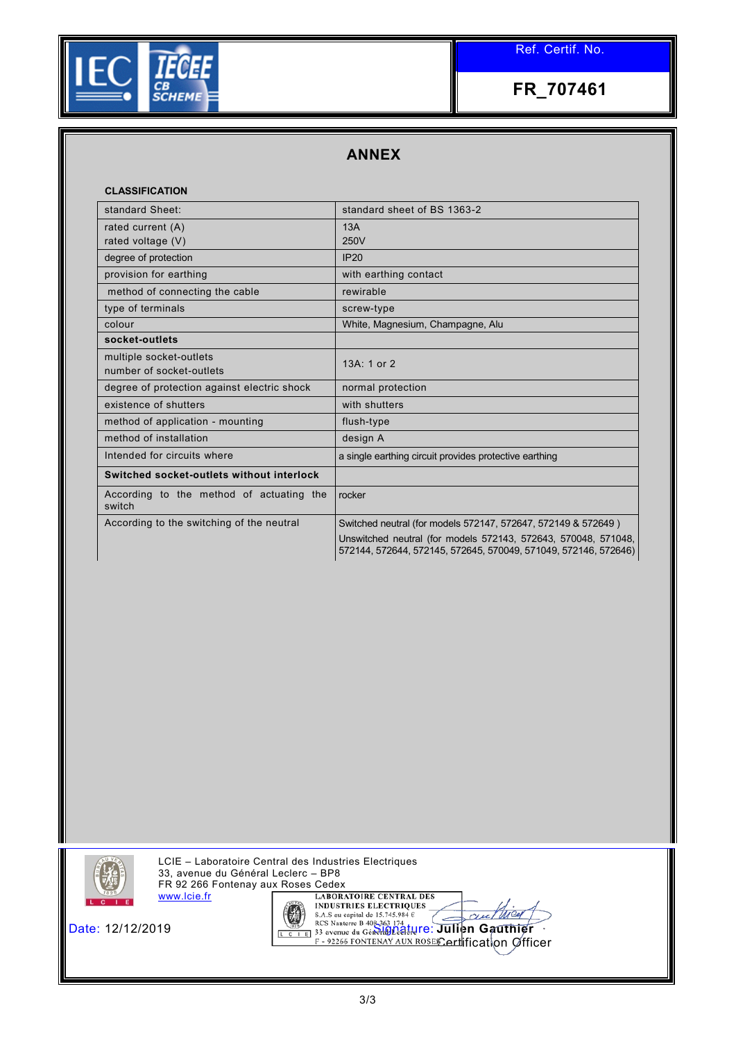Ref. Certif. No.

**FR_707461**

## ANNEX

**CLASSIFICATION**

| | |
|---|---|
| standard Sheet: | standard sheet of BS 1363-2 |
| rated current (A)<br>rated voltage (V) | 13A<br>250V |
| degree of protection | IP20 |
| provision for earthing | with earthing contact |
| method of connecting the cable | rewirable |
| type of terminals | screw-type |
| colour | White, Magnesium, Champagne, Alu |
| **socket-outlets** | |
| multiple socket-outlets<br>number of socket-outlets | 13A: 1 or 2 |
| degree of protection against electric shock | normal protection |
| existence of shutters | with shutters |
| method of application - mounting | flush-type |
| method of installation | design A |
| Intended for circuits where | a single earthing circuit provides protective earthing |
| **Switched socket-outlets without interlock** | |
| According to the method of actuating the switch | rocker |
| According to the switching of the neutral | Switched neutral (for models 572147, 572647, 572149 & 572649 )<br>Unswitched neutral (for models 572143, 572643, 570048, 571048, 572144, 572644, 572145, 572645, 570049, 571049, 572146, 572646) |

LCIE – Laboratoire Central des Industries Electriques
33, avenue du Général Leclerc – BP8
FR 92 266 Fontenay aux Roses Cedex
www.lcie.fr

LABORATOIRE CENTRAL DES INDUSTRIES ELECTRIQUES
S.A.S au capital de 15.745.984 €
RCS Nanterre B 408 363 174
33 avenue du Général Leclerc
F - 92266 FONTENAY AUX ROSES

Date: 12/12/2019

Signature: **Julien Gauthier**
Certification Officer